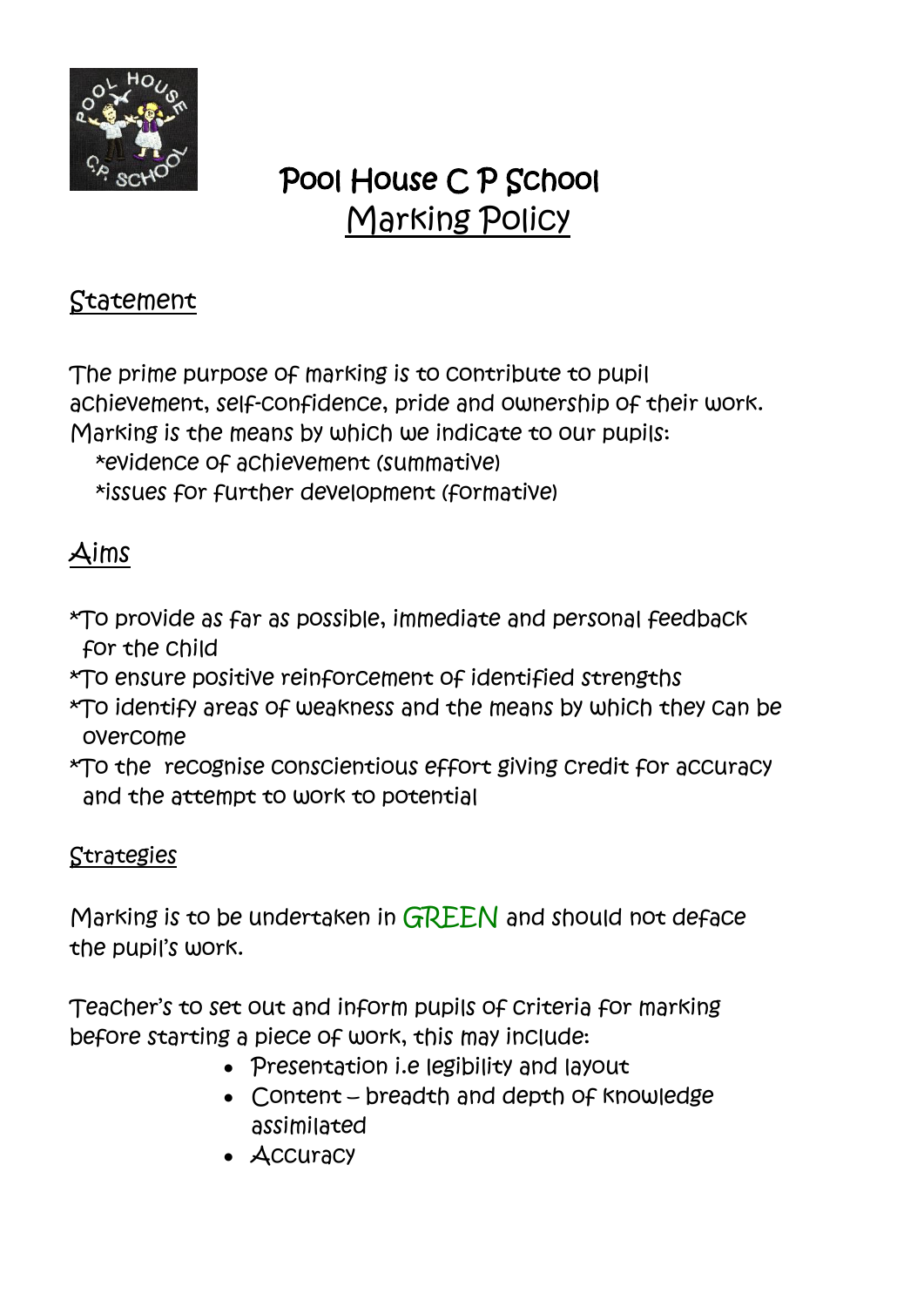# Pool House C P School
## Marking Policy

### Statement

The prime purpose of marking is to contribute to pupil achievement, self-confidence, pride and ownership of their work. Marking is the means by which we indicate to our pupils:

*evidence of achievement (summative)
*issues for further development (formative)

### Aims

*To provide as far as possible, immediate and personal feedback for the child
*To ensure positive reinforcement of identified strengths
*To identify areas of weakness and the means by which they can be overcome
*To the recognise conscientious effort giving credit for accuracy and the attempt to work to potential

### Strategies

Marking is to be undertaken in GREEN and should not deface the pupil's work.

Teacher's to set out and inform pupils of criteria for marking before starting a piece of work, this may include:

- Presentation i.e legibility and layout
- Content – breadth and depth of knowledge assimilated
- Accuracy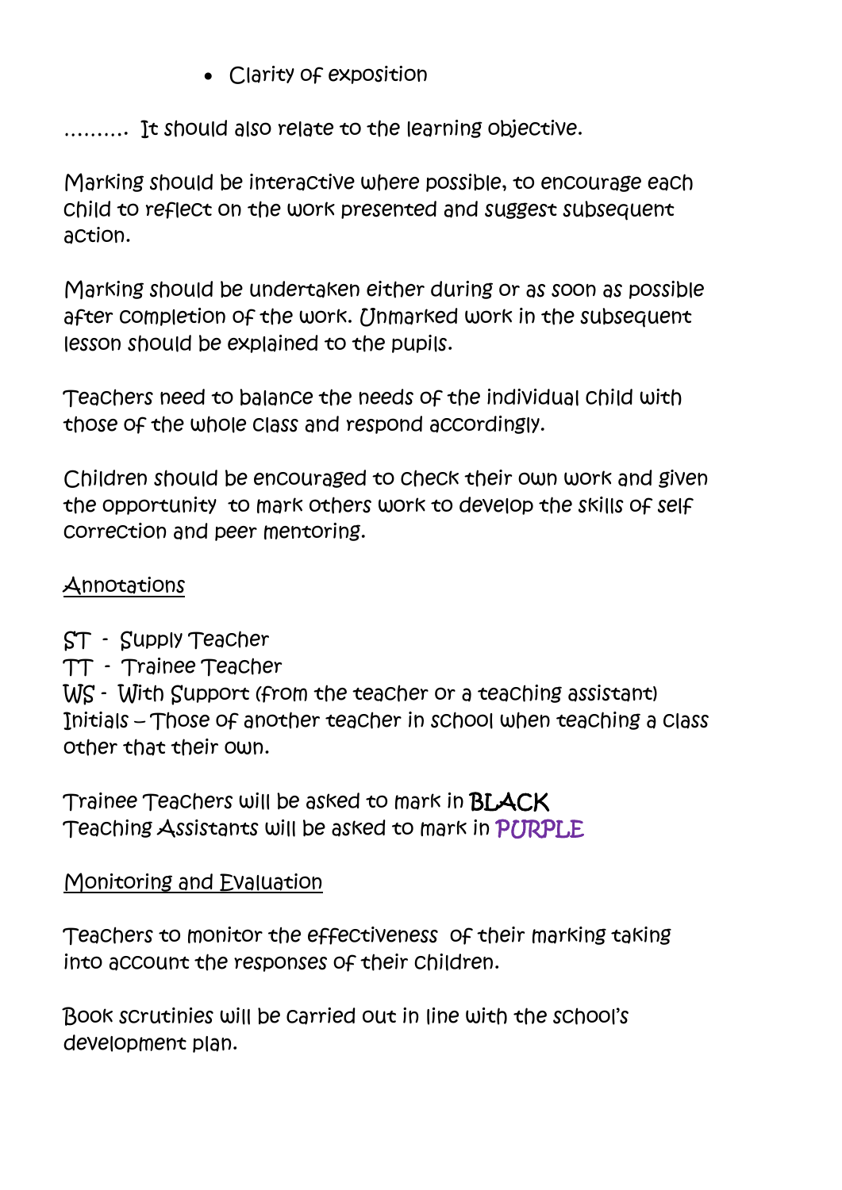- Clarity of exposition

………. It should also relate to the learning objective.

Marking should be interactive where possible, to encourage each child to reflect on the work presented and suggest subsequent action.

Marking should be undertaken either during or as soon as possible after completion of the work. Unmarked work in the subsequent lesson should be explained to the pupils.

Teachers need to balance the needs of the individual child with those of the whole class and respond accordingly.

Children should be encouraged to check their own work and given the opportunity to mark others work to develop the skills of self correction and peer mentoring.

## Annotations

ST - Supply Teacher
TT - Trainee Teacher
WS - With Support (from the teacher or a teaching assistant)
Initials – Those of another teacher in school when teaching a class other that their own.

Trainee Teachers will be asked to mark in BLACK
Teaching Assistants will be asked to mark in PURPLE

## Monitoring and Evaluation

Teachers to monitor the effectiveness of their marking taking into account the responses of their children.

Book scrutinies will be carried out in line with the school's development plan.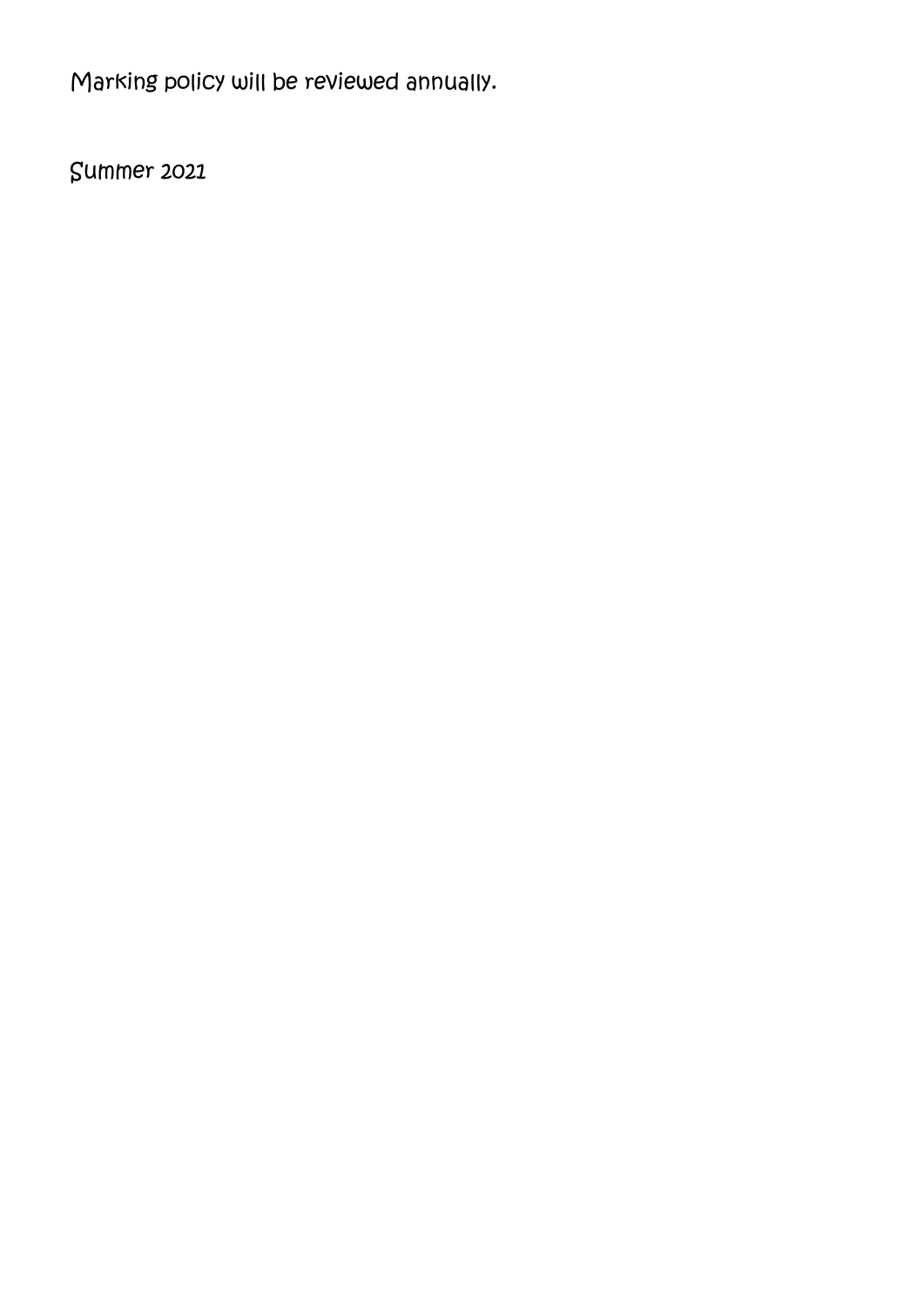Marking policy will be reviewed annually.

Summer 2021